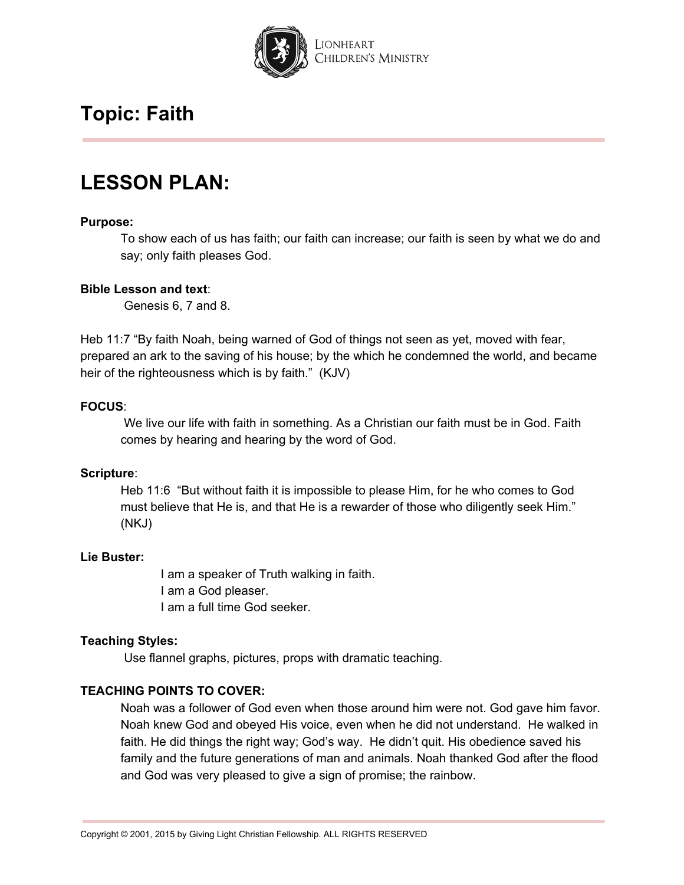# Topic: Faith

# LESSON PLAN:

**Purpose:**

To show each of us has faith; our faith can increase; our faith is seen by what we do and say; only faith pleases God.

**Bible Lesson and text**:

Genesis 6, 7 and 8.

Heb 11:7 "By faith Noah, being warned of God of things not seen as yet, moved with fear, prepared an ark to the saving of his house; by the which he condemned the world, and became heir of the righteousness which is by faith." (KJV)

**FOCUS**:

We live our life with faith in something. As a Christian our faith must be in God. Faith comes by hearing and hearing by the word of God.

**Scripture**:

Heb 11:6 "But without faith it is impossible to please Him, for he who comes to God must believe that He is, and that He is a rewarder of those who diligently seek Him." (NKJ)

**Lie Buster:**

I am a speaker of Truth walking in faith.
I am a God pleaser.
I am a full time God seeker.

**Teaching Styles:**

Use flannel graphs, pictures, props with dramatic teaching.

**TEACHING POINTS TO COVER:**

Noah was a follower of God even when those around him were not. God gave him favor. Noah knew God and obeyed His voice, even when he did not understand. He walked in faith. He did things the right way; God's way. He didn't quit. His obedience saved his family and the future generations of man and animals. Noah thanked God after the flood and God was very pleased to give a sign of promise; the rainbow.

Copyright © 2001, 2015 by Giving Light Christian Fellowship. ALL RIGHTS RESERVED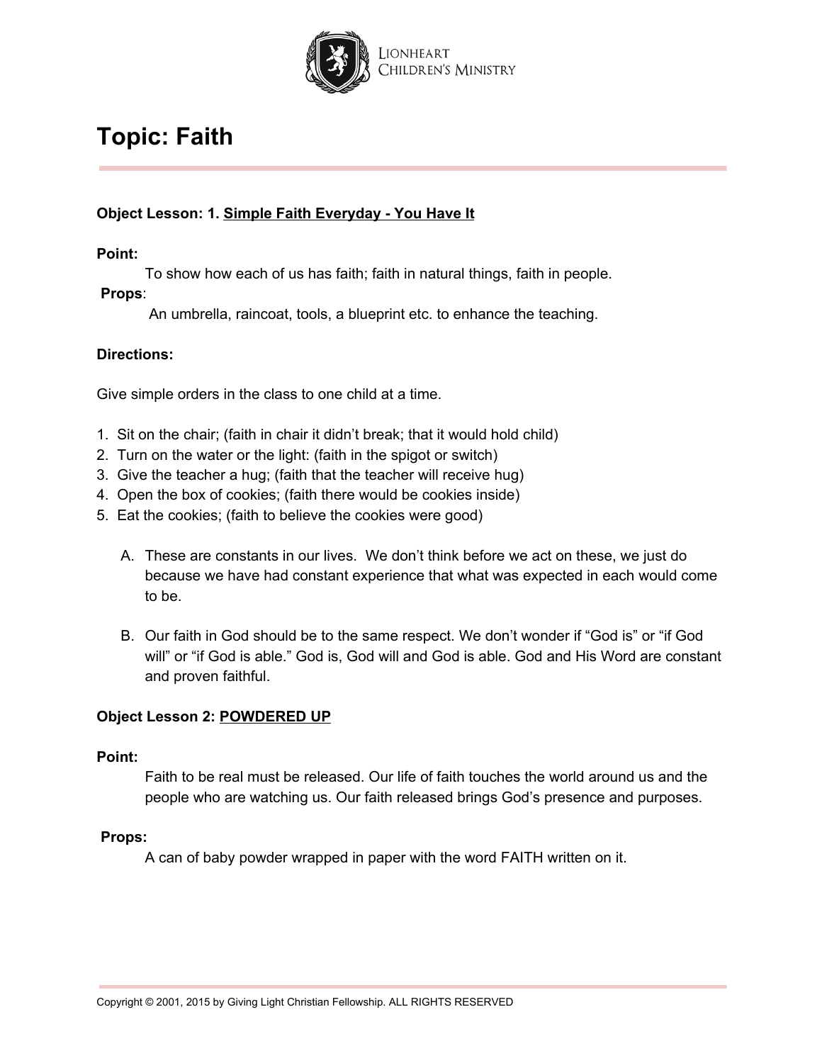# Topic: Faith

**Object Lesson: 1. Simple Faith Everyday - You Have It**

**Point:**

To show how each of us has faith; faith in natural things, faith in people.

**Props**:

An umbrella, raincoat, tools, a blueprint etc. to enhance the teaching.

**Directions:**

Give simple orders in the class to one child at a time.

1. Sit on the chair; (faith in chair it didn't break; that it would hold child)
2. Turn on the water or the light: (faith in the spigot or switch)
3. Give the teacher a hug; (faith that the teacher will receive hug)
4. Open the box of cookies; (faith there would be cookies inside)
5. Eat the cookies; (faith to believe the cookies were good)

   A. These are constants in our lives. We don't think before we act on these, we just do because we have had constant experience that what was expected in each would come to be.

   B. Our faith in God should be to the same respect. We don't wonder if "God is" or "if God will" or "if God is able." God is, God will and God is able. God and His Word are constant and proven faithful.

**Object Lesson 2: POWDERED UP**

**Point:**

Faith to be real must be released. Our life of faith touches the world around us and the people who are watching us. Our faith released brings God's presence and purposes.

**Props:**

A can of baby powder wrapped in paper with the word FAITH written on it.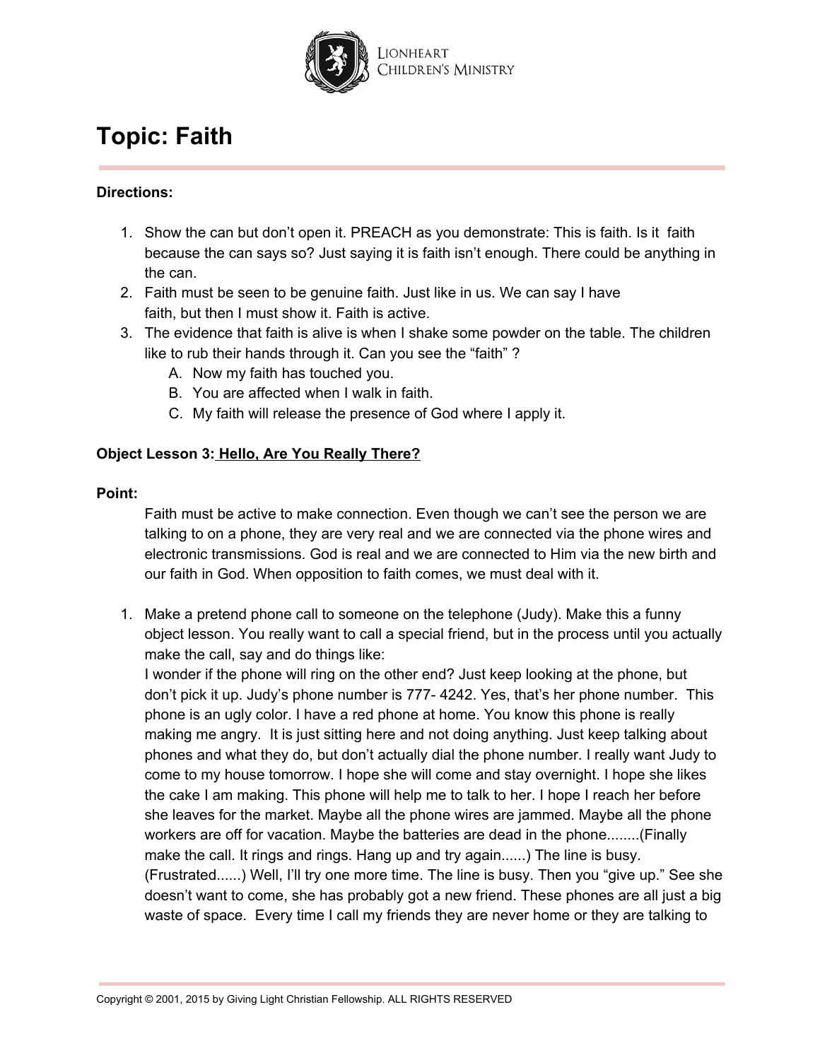## Topic: Faith

**Directions:**

1. Show the can but don't open it. PREACH as you demonstrate: This is faith. Is it faith because the can says so? Just saying it is faith isn't enough. There could be anything in the can.
2. Faith must be seen to be genuine faith. Just like in us. We can say I have faith, but then I must show it. Faith is active.
3. The evidence that faith is alive is when I shake some powder on the table. The children like to rub their hands through it. Can you see the "faith" ?
    A. Now my faith has touched you.
    B. You are affected when I walk in faith.
    C. My faith will release the presence of God where I apply it.

**Object Lesson 3:** **<u>Hello, Are You Really There?</u>**

**Point:**

Faith must be active to make connection. Even though we can't see the person we are talking to on a phone, they are very real and we are connected via the phone wires and electronic transmissions. God is real and we are connected to Him via the new birth and our faith in God. When opposition to faith comes, we must deal with it.

1. Make a pretend phone call to someone on the telephone (Judy). Make this a funny object lesson. You really want to call a special friend, but in the process until you actually make the call, say and do things like:
   I wonder if the phone will ring on the other end? Just keep looking at the phone, but don't pick it up. Judy's phone number is 777- 4242. Yes, that's her phone number. This phone is an ugly color. I have a red phone at home. You know this phone is really making me angry. It is just sitting here and not doing anything. Just keep talking about phones and what they do, but don't actually dial the phone number. I really want Judy to come to my house tomorrow. I hope she will come and stay overnight. I hope she likes the cake I am making. This phone will help me to talk to her. I hope I reach her before she leaves for the market. Maybe all the phone wires are jammed. Maybe all the phone workers are off for vacation. Maybe the batteries are dead in the phone........(Finally make the call. It rings and rings. Hang up and try again......) The line is busy. (Frustrated......) Well, I'll try one more time. The line is busy. Then you "give up." See she doesn't want to come, she has probably got a new friend. These phones are all just a big waste of space. Every time I call my friends they are never home or they are talking to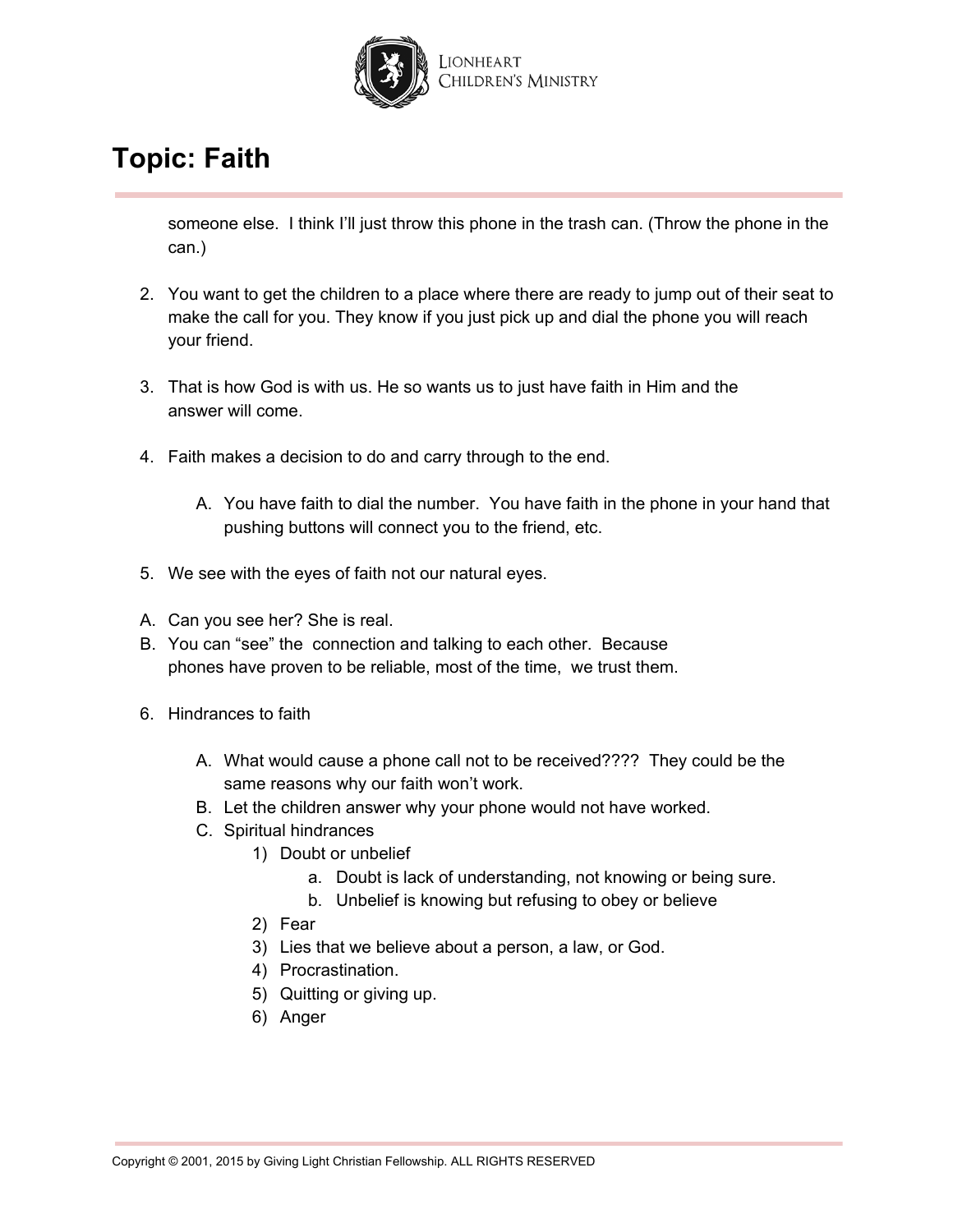# Topic: Faith

someone else. I think I'll just throw this phone in the trash can. (Throw the phone in the can.)

2. You want to get the children to a place where there are ready to jump out of their seat to make the call for you. They know if you just pick up and dial the phone you will reach your friend.

3. That is how God is with us. He so wants us to just have faith in Him and the answer will come.

4. Faith makes a decision to do and carry through to the end.

    A. You have faith to dial the number. You have faith in the phone in your hand that pushing buttons will connect you to the friend, etc.

5. We see with the eyes of faith not our natural eyes.

A. Can you see her? She is real.
B. You can "see" the connection and talking to each other. Because phones have proven to be reliable, most of the time, we trust them.

6. Hindrances to faith

    A. What would cause a phone call not to be received???? They could be the same reasons why our faith won't work.
    B. Let the children answer why your phone would not have worked.
    C. Spiritual hindrances
        1) Doubt or unbelief
            a. Doubt is lack of understanding, not knowing or being sure.
            b. Unbelief is knowing but refusing to obey or believe
        2) Fear
        3) Lies that we believe about a person, a law, or God.
        4) Procrastination.
        5) Quitting or giving up.
        6) Anger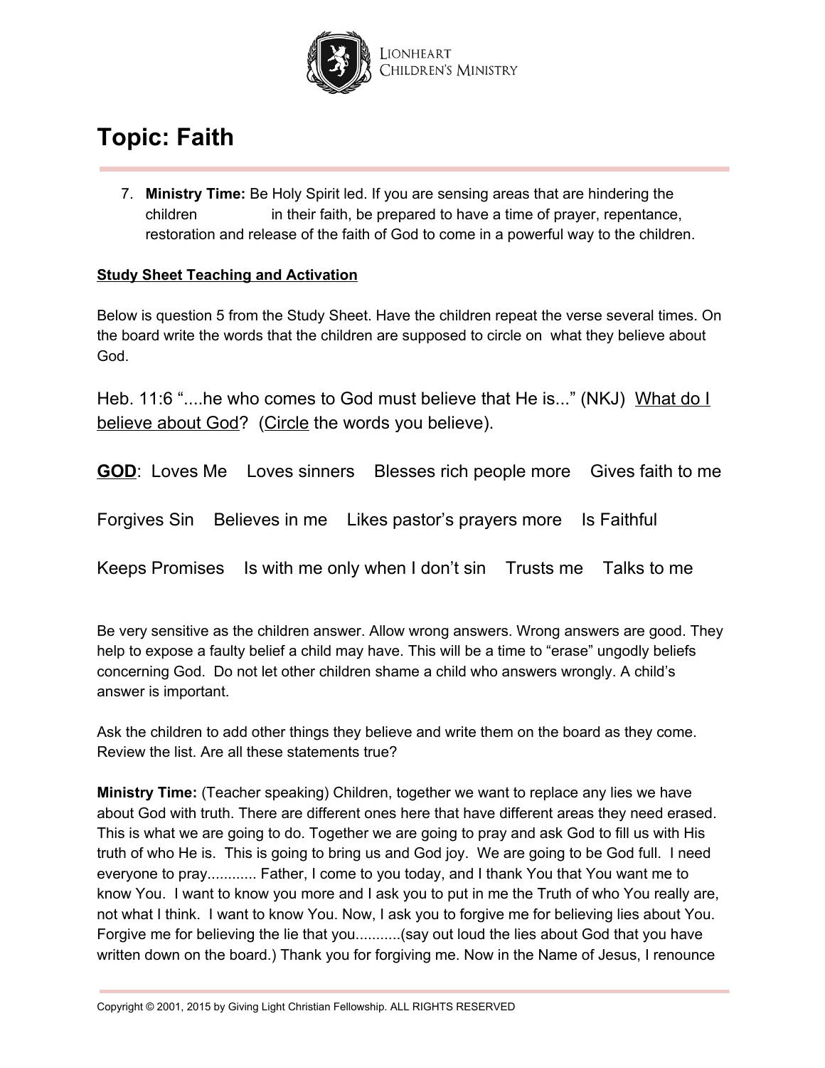# Topic: Faith

7. **Ministry Time:** Be Holy Spirit led. If you are sensing areas that are hindering the children in their faith, be prepared to have a time of prayer, repentance, restoration and release of the faith of God to come in a powerful way to the children.

**Study Sheet Teaching and Activation**

Below is question 5 from the Study Sheet. Have the children repeat the verse several times. On the board write the words that the children are supposed to circle on what they believe about God.

Heb. 11:6 "....he who comes to God must believe that He is..." (NKJ) What do I believe about God? (Circle the words you believe).

**GOD**: Loves Me    Loves sinners    Blesses rich people more    Gives faith to me

Forgives Sin    Believes in me    Likes pastor's prayers more    Is Faithful

Keeps Promises    Is with me only when I don't sin    Trusts me    Talks to me

Be very sensitive as the children answer. Allow wrong answers. Wrong answers are good. They help to expose a faulty belief a child may have. This will be a time to "erase" ungodly beliefs concerning God. Do not let other children shame a child who answers wrongly. A child's answer is important.

Ask the children to add other things they believe and write them on the board as they come. Review the list. Are all these statements true?

**Ministry Time:** (Teacher speaking) Children, together we want to replace any lies we have about God with truth. There are different ones here that have different areas they need erased. This is what we are going to do. Together we are going to pray and ask God to fill us with His truth of who He is. This is going to bring us and God joy. We are going to be God full. I need everyone to pray............ Father, I come to you today, and I thank You that You want me to know You. I want to know you more and I ask you to put in me the Truth of who You really are, not what I think. I want to know You. Now, I ask you to forgive me for believing lies about You. Forgive me for believing the lie that you...........(say out loud the lies about God that you have written down on the board.) Thank you for forgiving me. Now in the Name of Jesus, I renounce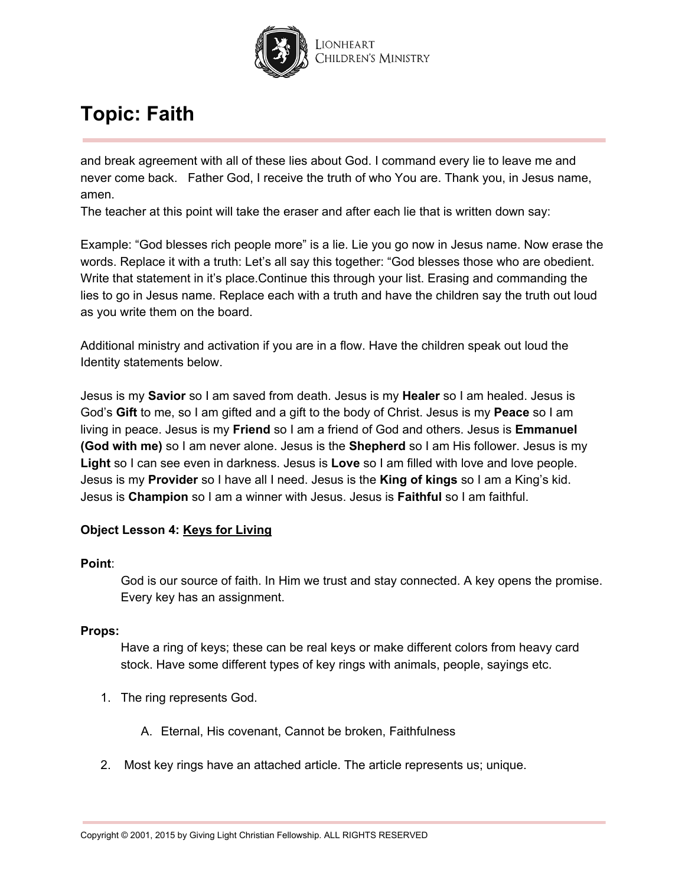# Topic: Faith

and break agreement with all of these lies about God. I command every lie to leave me and never come back.   Father God, I receive the truth of who You are. Thank you, in Jesus name, amen.
The teacher at this point will take the eraser and after each lie that is written down say:

Example: “God blesses rich people more” is a lie. Lie you go now in Jesus name. Now erase the words. Replace it with a truth: Let’s all say this together: “God blesses those who are obedient. Write that statement in it’s place.Continue this through your list. Erasing and commanding the lies to go in Jesus name. Replace each with a truth and have the children say the truth out loud as you write them on the board.

Additional ministry and activation if you are in a flow. Have the children speak out loud the Identity statements below.

Jesus is my **Savior** so I am saved from death. Jesus is my **Healer** so I am healed. Jesus is God’s **Gift** to me, so I am gifted and a gift to the body of Christ. Jesus is my **Peace** so I am living in peace. Jesus is my **Friend** so I am a friend of God and others. Jesus is **Emmanuel (God with me)** so I am never alone. Jesus is the **Shepherd** so I am His follower. Jesus is my **Light** so I can see even in darkness. Jesus is **Love** so I am filled with love and love people. Jesus is my **Provider** so I have all I need. Jesus is the **King of kings** so I am a King’s kid. Jesus is **Champion** so I am a winner with Jesus. Jesus is **Faithful** so I am faithful.

**Object Lesson 4: <u>Keys for Living</u>**

**Point**:

God is our source of faith. In Him we trust and stay connected. A key opens the promise. Every key has an assignment.

**Props:**

Have a ring of keys; these can be real keys or make different colors from heavy card stock. Have some different types of key rings with animals, people, sayings etc.

1. The ring represents God.

    A. Eternal, His covenant, Cannot be broken, Faithfulness

2. Most key rings have an attached article. The article represents us; unique.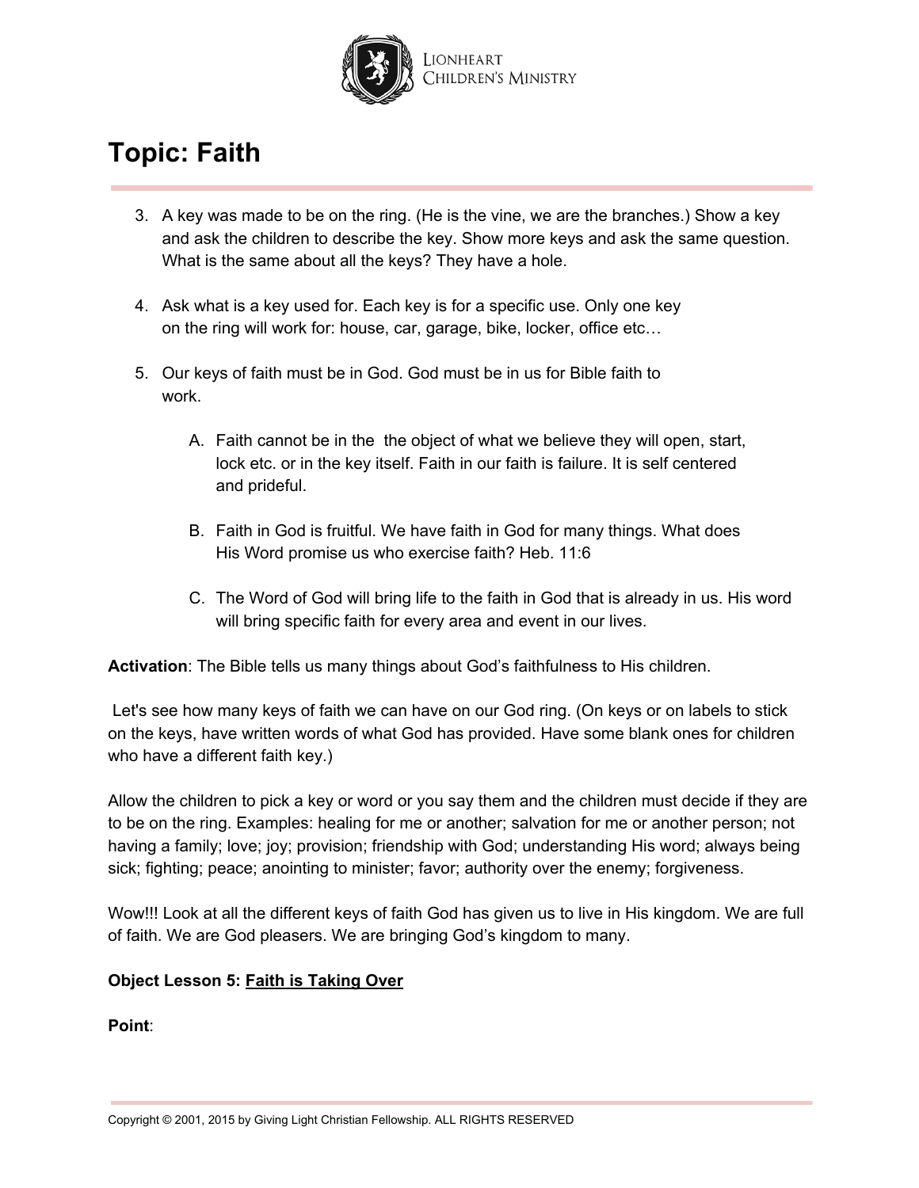# Topic: Faith

3. A key was made to be on the ring. (He is the vine, we are the branches.) Show a key and ask the children to describe the key. Show more keys and ask the same question. What is the same about all the keys? They have a hole.

4. Ask what is a key used for. Each key is for a specific use. Only one key on the ring will work for: house, car, garage, bike, locker, office etc…

5. Our keys of faith must be in God. God must be in us for Bible faith to work.

    A. Faith cannot be in the  the object of what we believe they will open, start, lock etc. or in the key itself. Faith in our faith is failure. It is self centered and prideful.

    B. Faith in God is fruitful. We have faith in God for many things. What does His Word promise us who exercise faith? Heb. 11:6

    C. The Word of God will bring life to the faith in God that is already in us. His word will bring specific faith for every area and event in our lives.

**Activation**: The Bible tells us many things about God's faithfulness to His children.

Let's see how many keys of faith we can have on our God ring. (On keys or on labels to stick on the keys, have written words of what God has provided. Have some blank ones for children who have a different faith key.)

Allow the children to pick a key or word or you say them and the children must decide if they are to be on the ring. Examples: healing for me or another; salvation for me or another person; not having a family; love; joy; provision; friendship with God; understanding His word; always being sick; fighting; peace; anointing to minister; favor; authority over the enemy; forgiveness.

Wow!!! Look at all the different keys of faith God has given us to live in His kingdom. We are full of faith. We are God pleasers. We are bringing God's kingdom to many.

**Object Lesson 5: <u>Faith is Taking Over</u>**

**Point**: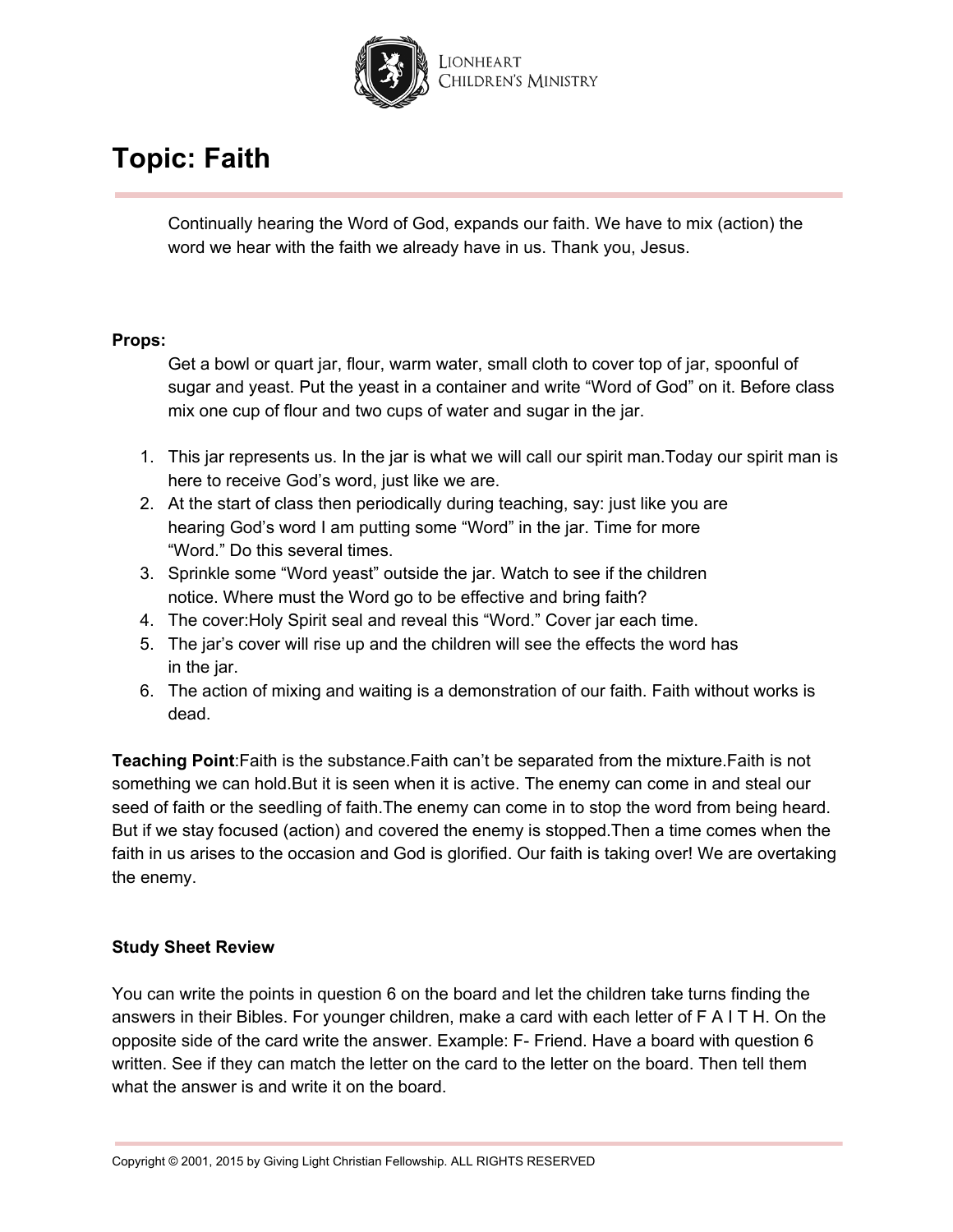# Topic: Faith

Continually hearing the Word of God, expands our faith. We have to mix (action) the word we hear with the faith we already have in us. Thank you, Jesus.

**Props:**

Get a bowl or quart jar, flour, warm water, small cloth to cover top of jar, spoonful of sugar and yeast. Put the yeast in a container and write "Word of God" on it. Before class mix one cup of flour and two cups of water and sugar in the jar.

1. This jar represents us. In the jar is what we will call our spirit man.Today our spirit man is here to receive God's word, just like we are.
2. At the start of class then periodically during teaching, say: just like you are hearing God's word I am putting some "Word" in the jar. Time for more "Word." Do this several times.
3. Sprinkle some "Word yeast" outside the jar. Watch to see if the children notice. Where must the Word go to be effective and bring faith?
4. The cover:Holy Spirit seal and reveal this "Word." Cover jar each time.
5. The jar's cover will rise up and the children will see the effects the word has in the jar.
6. The action of mixing and waiting is a demonstration of our faith. Faith without works is dead.

**Teaching Point**:Faith is the substance.Faith can't be separated from the mixture.Faith is not something we can hold.But it is seen when it is active. The enemy can come in and steal our seed of faith or the seedling of faith.The enemy can come in to stop the word from being heard. But if we stay focused (action) and covered the enemy is stopped.Then a time comes when the faith in us arises to the occasion and God is glorified. Our faith is taking over! We are overtaking the enemy.

**Study Sheet Review**

You can write the points in question 6 on the board and let the children take turns finding the answers in their Bibles. For younger children, make a card with each letter of F A I T H. On the opposite side of the card write the answer. Example: F- Friend. Have a board with question 6 written. See if they can match the letter on the card to the letter on the board. Then tell them what the answer is and write it on the board.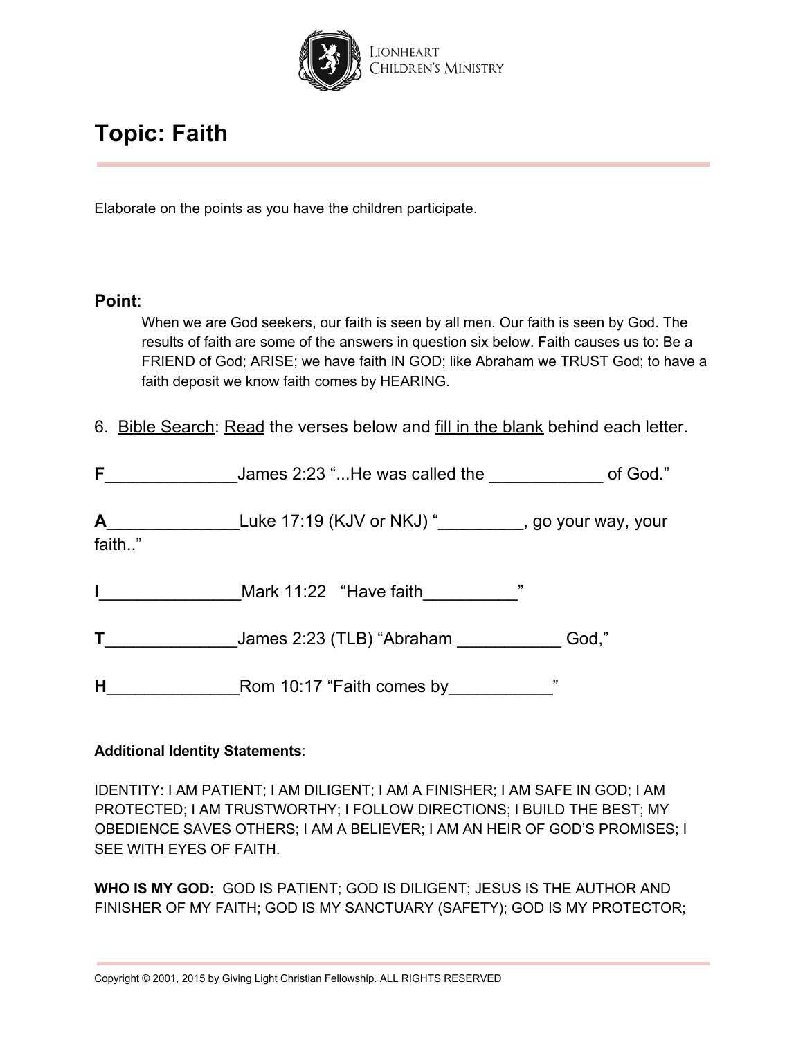# Topic: Faith

Elaborate on the points as you have the children participate.

**Point**:

> When we are God seekers, our faith is seen by all men. Our faith is seen by God. The results of faith are some of the answers in question six below. Faith causes us to: Be a FRIEND of God; ARISE; we have faith IN GOD; like Abraham we TRUST God; to have a faith deposit we know faith comes by HEARING.

6. Bible Search: Read the verses below and fill in the blank behind each letter.

**F**______________James 2:23 "...He was called the ____________ of God."

**A**______________Luke 17:19 (KJV or NKJ) "_________, go your way, your faith.."

**I**_______________Mark 11:22 "Have faith__________"

**T**______________James 2:23 (TLB) "Abraham ___________ God,"

**H**______________Rom 10:17 "Faith comes by___________"

**Additional Identity Statements**:

IDENTITY: I AM PATIENT; I AM DILIGENT; I AM A FINISHER; I AM SAFE IN GOD; I AM PROTECTED; I AM TRUSTWORTHY; I FOLLOW DIRECTIONS; I BUILD THE BEST; MY OBEDIENCE SAVES OTHERS; I AM A BELIEVER; I AM AN HEIR OF GOD'S PROMISES; I SEE WITH EYES OF FAITH.

**WHO IS MY GOD:** GOD IS PATIENT; GOD IS DILIGENT; JESUS IS THE AUTHOR AND FINISHER OF MY FAITH; GOD IS MY SANCTUARY (SAFETY); GOD IS MY PROTECTOR;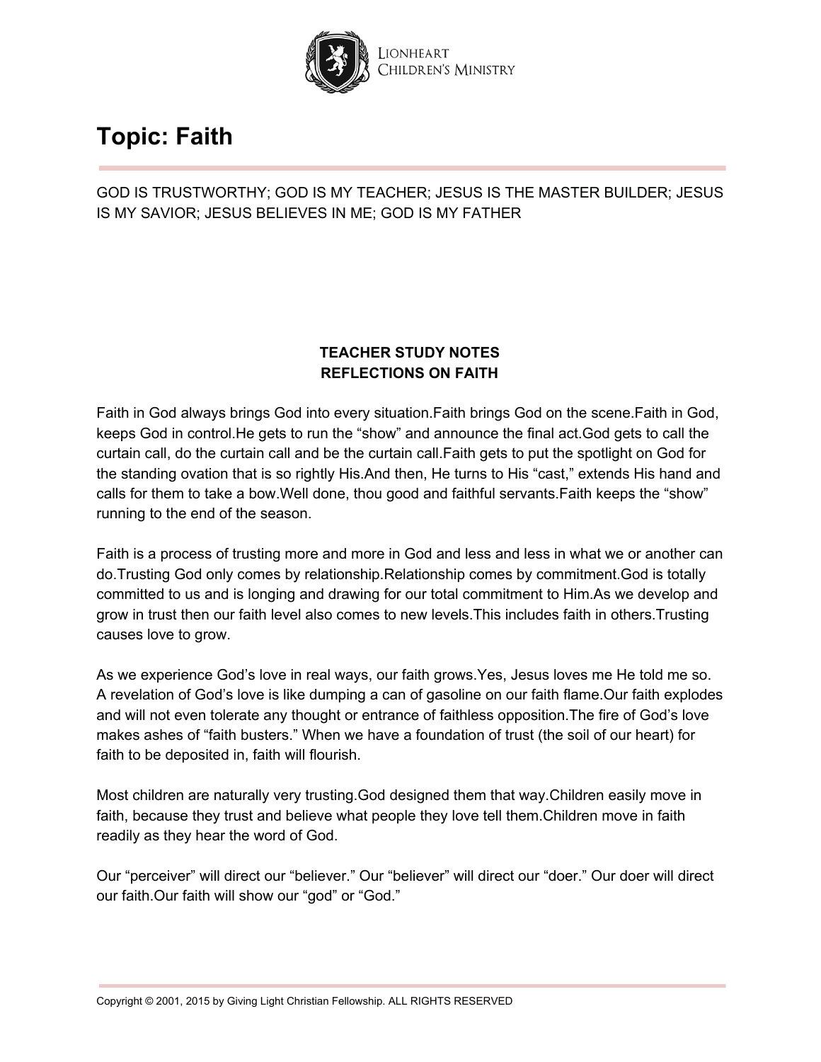# Topic: Faith

GOD IS TRUSTWORTHY; GOD IS MY TEACHER; JESUS IS THE MASTER BUILDER; JESUS IS MY SAVIOR; JESUS BELIEVES IN ME; GOD IS MY FATHER

**TEACHER STUDY NOTES**
**REFLECTIONS ON FAITH**

Faith in God always brings God into every situation.Faith brings God on the scene.Faith in God, keeps God in control.He gets to run the "show" and announce the final act.God gets to call the curtain call, do the curtain call and be the curtain call.Faith gets to put the spotlight on God for the standing ovation that is so rightly His.And then, He turns to His "cast," extends His hand and calls for them to take a bow.Well done, thou good and faithful servants.Faith keeps the "show" running to the end of the season.

Faith is a process of trusting more and more in God and less and less in what we or another can do.Trusting God only comes by relationship.Relationship comes by commitment.God is totally committed to us and is longing and drawing for our total commitment to Him.As we develop and grow in trust then our faith level also comes to new levels.This includes faith in others.Trusting causes love to grow.

As we experience God's love in real ways, our faith grows.Yes, Jesus loves me He told me so. A revelation of God's love is like dumping a can of gasoline on our faith flame.Our faith explodes and will not even tolerate any thought or entrance of faithless opposition.The fire of God's love makes ashes of "faith busters." When we have a foundation of trust (the soil of our heart) for faith to be deposited in, faith will flourish.

Most children are naturally very trusting.God designed them that way.Children easily move in faith, because they trust and believe what people they love tell them.Children move in faith readily as they hear the word of God.

Our "perceiver" will direct our "believer." Our "believer" will direct our "doer." Our doer will direct our faith.Our faith will show our "god" or "God."

Copyright © 2001, 2015 by Giving Light Christian Fellowship. ALL RIGHTS RESERVED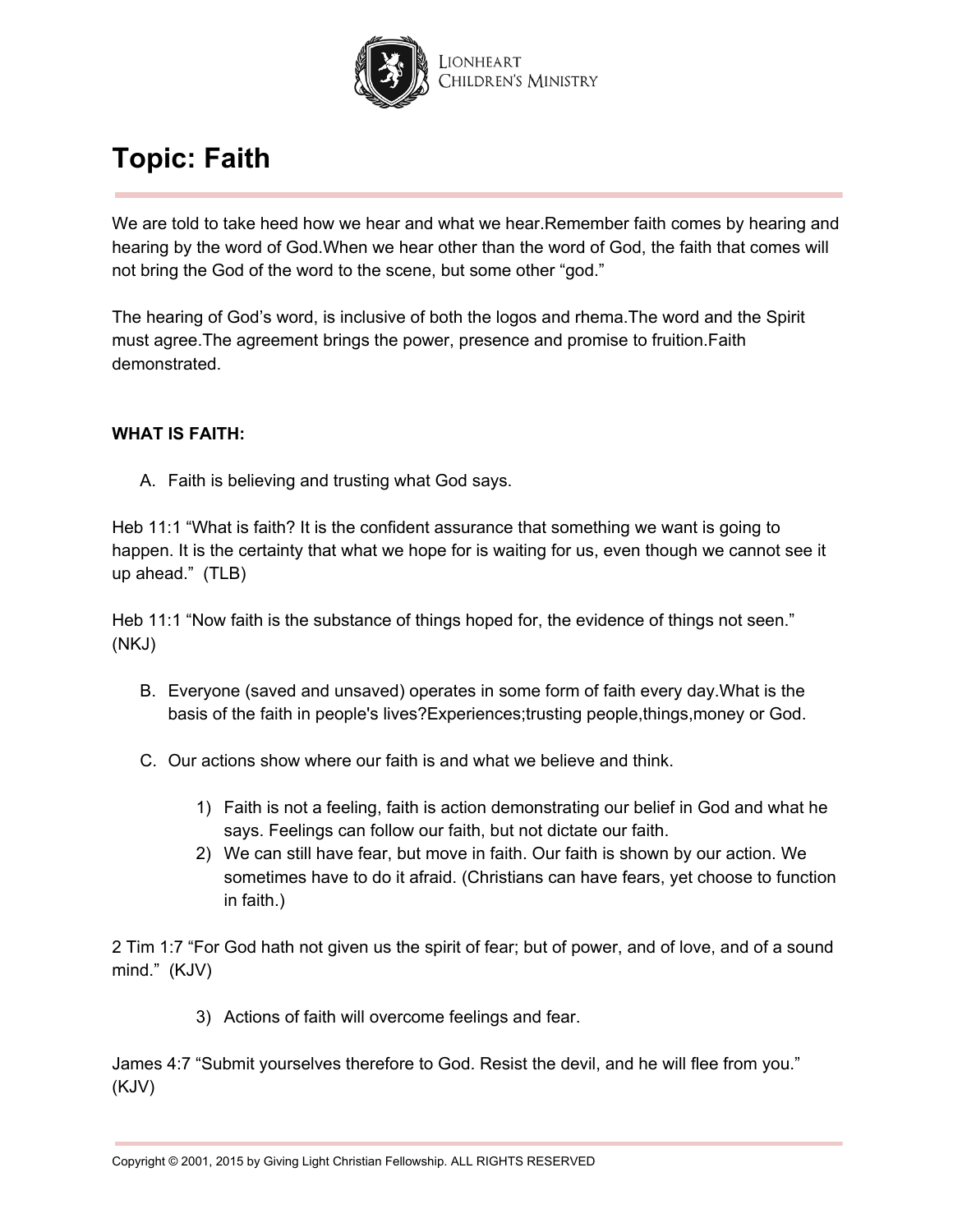# Topic: Faith

We are told to take heed how we hear and what we hear.Remember faith comes by hearing and hearing by the word of God.When we hear other than the word of God, the faith that comes will not bring the God of the word to the scene, but some other "god."

The hearing of God's word, is inclusive of both the logos and rhema.The word and the Spirit must agree.The agreement brings the power, presence and promise to fruition.Faith demonstrated.

**WHAT IS FAITH:**

A. Faith is believing and trusting what God says.

Heb 11:1 "What is faith? It is the confident assurance that something we want is going to happen. It is the certainty that what we hope for is waiting for us, even though we cannot see it up ahead." (TLB)

Heb 11:1 "Now faith is the substance of things hoped for, the evidence of things not seen." (NKJ)

B. Everyone (saved and unsaved) operates in some form of faith every day.What is the basis of the faith in people's lives?Experiences;trusting people,things,money or God.

C. Our actions show where our faith is and what we believe and think.

   1) Faith is not a feeling, faith is action demonstrating our belief in God and what he says. Feelings can follow our faith, but not dictate our faith.
   2) We can still have fear, but move in faith. Our faith is shown by our action. We sometimes have to do it afraid. (Christians can have fears, yet choose to function in faith.)

2 Tim 1:7 "For God hath not given us the spirit of fear; but of power, and of love, and of a sound mind." (KJV)

   3) Actions of faith will overcome feelings and fear.

James 4:7 "Submit yourselves therefore to God. Resist the devil, and he will flee from you." (KJV)

Copyright © 2001, 2015 by Giving Light Christian Fellowship. ALL RIGHTS RESERVED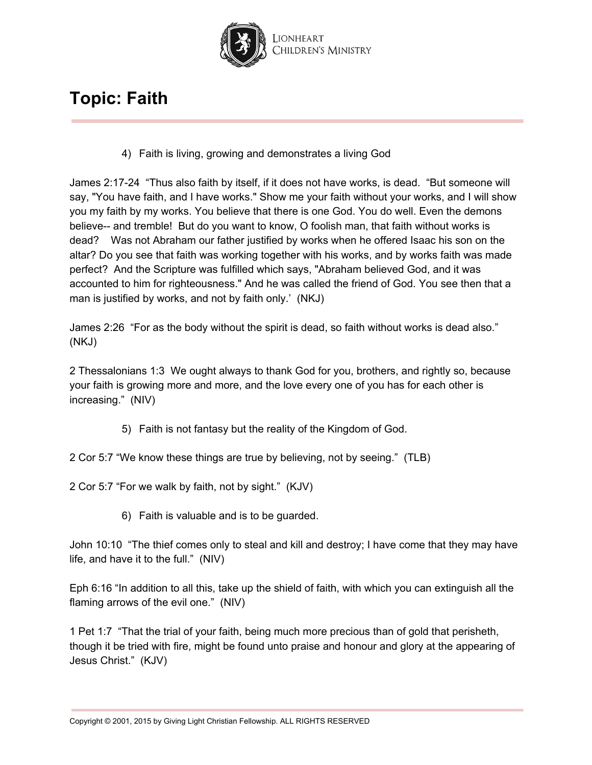# Topic: Faith

4) Faith is living, growing and demonstrates a living God

James 2:17-24 “Thus also faith by itself, if it does not have works, is dead. “But someone will say, "You have faith, and I have works." Show me your faith without your works, and I will show you my faith by my works. You believe that there is one God. You do well. Even the demons believe-- and tremble! But do you want to know, O foolish man, that faith without works is dead? Was not Abraham our father justified by works when he offered Isaac his son on the altar? Do you see that faith was working together with his works, and by works faith was made perfect? And the Scripture was fulfilled which says, "Abraham believed God, and it was accounted to him for righteousness." And he was called the friend of God. You see then that a man is justified by works, and not by faith only.’ (NKJ)

James 2:26 “For as the body without the spirit is dead, so faith without works is dead also.” (NKJ)

2 Thessalonians 1:3 We ought always to thank God for you, brothers, and rightly so, because your faith is growing more and more, and the love every one of you has for each other is increasing.” (NIV)

5) Faith is not fantasy but the reality of the Kingdom of God.

2 Cor 5:7 “We know these things are true by believing, not by seeing.” (TLB)

2 Cor 5:7 “For we walk by faith, not by sight.” (KJV)

6) Faith is valuable and is to be guarded.

John 10:10 “The thief comes only to steal and kill and destroy; I have come that they may have life, and have it to the full.” (NIV)

Eph 6:16 “In addition to all this, take up the shield of faith, with which you can extinguish all the flaming arrows of the evil one.” (NIV)

1 Pet 1:7 “That the trial of your faith, being much more precious than of gold that perisheth, though it be tried with fire, might be found unto praise and honour and glory at the appearing of Jesus Christ.” (KJV)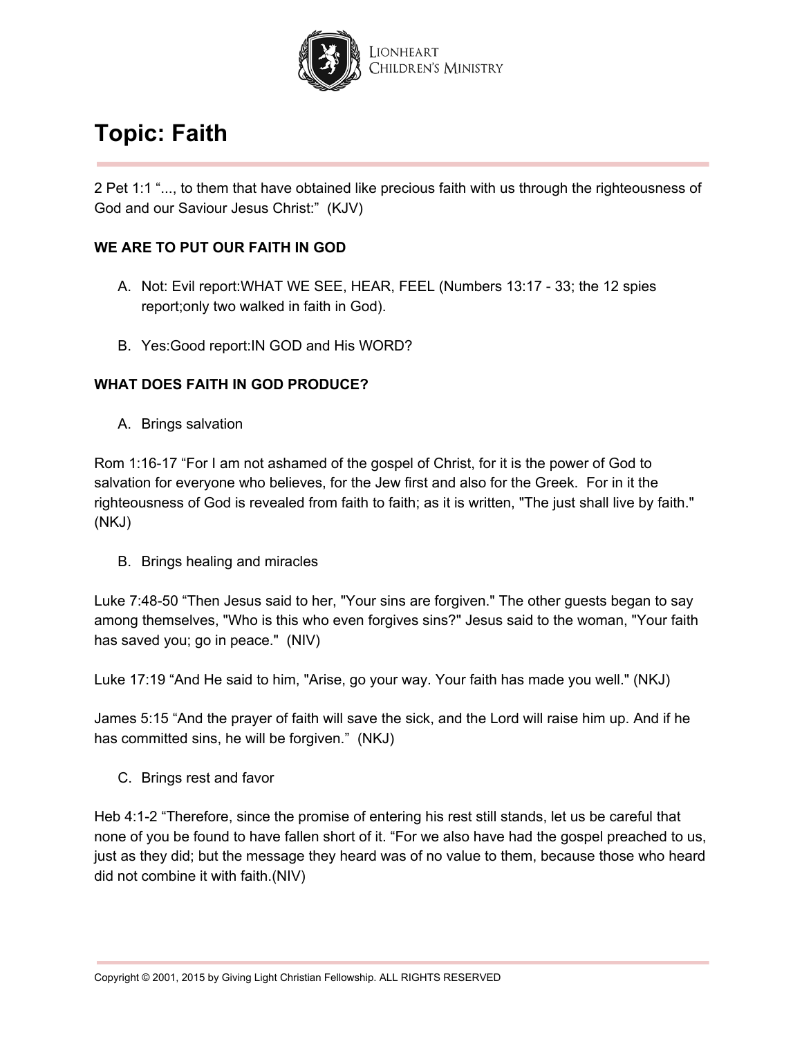# Topic: Faith

2 Pet 1:1 "..., to them that have obtained like precious faith with us through the righteousness of God and our Saviour Jesus Christ:" (KJV)

**WE ARE TO PUT OUR FAITH IN GOD**

A. Not: Evil report:WHAT WE SEE, HEAR, FEEL (Numbers 13:17 - 33; the 12 spies report;only two walked in faith in God).

B. Yes:Good report:IN GOD and His WORD?

**WHAT DOES FAITH IN GOD PRODUCE?**

A. Brings salvation

Rom 1:16-17 "For I am not ashamed of the gospel of Christ, for it is the power of God to salvation for everyone who believes, for the Jew first and also for the Greek. For in it the righteousness of God is revealed from faith to faith; as it is written, "The just shall live by faith." (NKJ)

B. Brings healing and miracles

Luke 7:48-50 "Then Jesus said to her, "Your sins are forgiven." The other guests began to say among themselves, "Who is this who even forgives sins?" Jesus said to the woman, "Your faith has saved you; go in peace." (NIV)

Luke 17:19 "And He said to him, "Arise, go your way. Your faith has made you well." (NKJ)

James 5:15 "And the prayer of faith will save the sick, and the Lord will raise him up. And if he has committed sins, he will be forgiven." (NKJ)

C. Brings rest and favor

Heb 4:1-2 "Therefore, since the promise of entering his rest still stands, let us be careful that none of you be found to have fallen short of it. "For we also have had the gospel preached to us, just as they did; but the message they heard was of no value to them, because those who heard did not combine it with faith.(NIV)

Copyright © 2001, 2015 by Giving Light Christian Fellowship. ALL RIGHTS RESERVED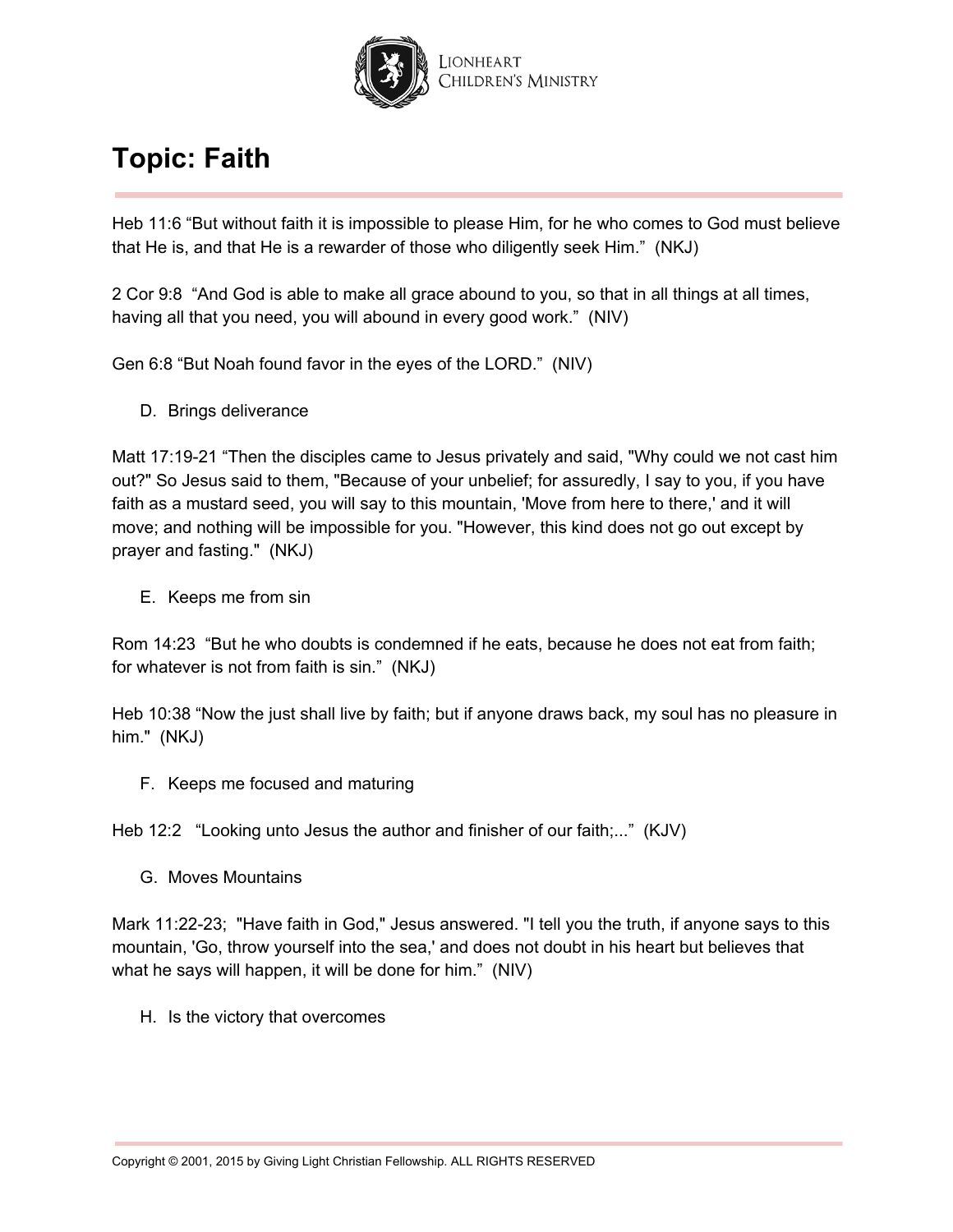# Topic: Faith

Heb 11:6 “But without faith it is impossible to please Him, for he who comes to God must believe that He is, and that He is a rewarder of those who diligently seek Him.” (NKJ)

2 Cor 9:8 “And God is able to make all grace abound to you, so that in all things at all times, having all that you need, you will abound in every good work.” (NIV)

Gen 6:8 “But Noah found favor in the eyes of the LORD.” (NIV)

D. Brings deliverance

Matt 17:19-21 “Then the disciples came to Jesus privately and said, "Why could we not cast him out?" So Jesus said to them, "Because of your unbelief; for assuredly, I say to you, if you have faith as a mustard seed, you will say to this mountain, 'Move from here to there,' and it will move; and nothing will be impossible for you. "However, this kind does not go out except by prayer and fasting." (NKJ)

E. Keeps me from sin

Rom 14:23 “But he who doubts is condemned if he eats, because he does not eat from faith; for whatever is not from faith is sin.” (NKJ)

Heb 10:38 “Now the just shall live by faith; but if anyone draws back, my soul has no pleasure in him." (NKJ)

F. Keeps me focused and maturing

Heb 12:2 “Looking unto Jesus the author and finisher of our faith;...” (KJV)

G. Moves Mountains

Mark 11:22-23; "Have faith in God," Jesus answered. "I tell you the truth, if anyone says to this mountain, 'Go, throw yourself into the sea,' and does not doubt in his heart but believes that what he says will happen, it will be done for him.” (NIV)

H. Is the victory that overcomes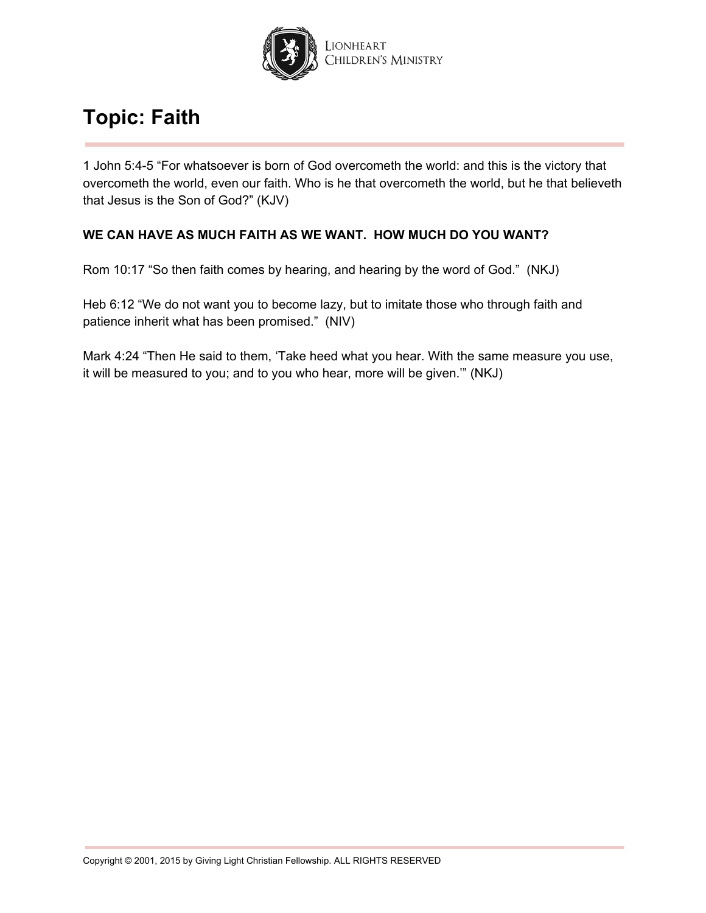# Topic: Faith

1 John 5:4-5 “For whatsoever is born of God overcometh the world: and this is the victory that overcometh the world, even our faith. Who is he that overcometh the world, but he that believeth that Jesus is the Son of God?” (KJV)

**WE CAN HAVE AS MUCH FAITH AS WE WANT. HOW MUCH DO YOU WANT?**

Rom 10:17 “So then faith comes by hearing, and hearing by the word of God.” (NKJ)

Heb 6:12 “We do not want you to become lazy, but to imitate those who through faith and patience inherit what has been promised.” (NIV)

Mark 4:24 “Then He said to them, ‘Take heed what you hear. With the same measure you use, it will be measured to you; and to you who hear, more will be given.’” (NKJ)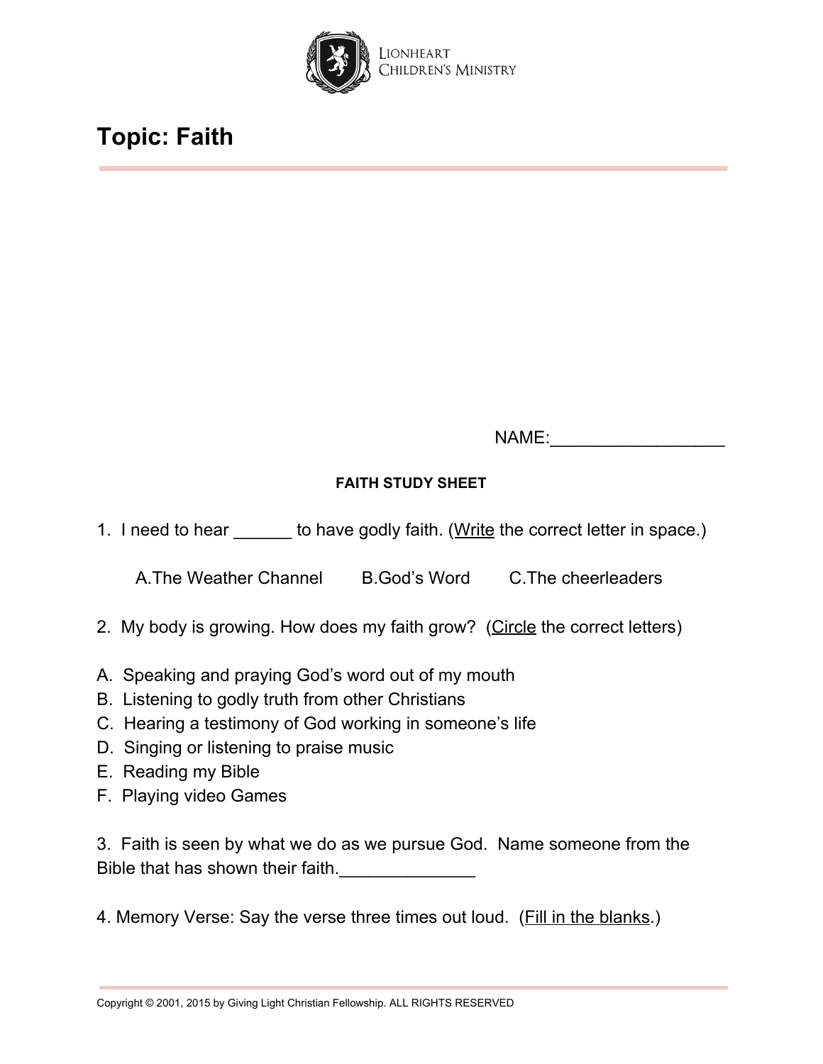# Topic: Faith

NAME:__________________

**FAITH STUDY SHEET**

1. I need to hear ______ to have godly faith. (Write the correct letter in space.)

   A.The Weather Channel    B.God's Word    C.The cheerleaders

2. My body is growing. How does my faith grow? (Circle the correct letters)

A. Speaking and praying God's word out of my mouth
B. Listening to godly truth from other Christians
C. Hearing a testimony of God working in someone's life
D. Singing or listening to praise music
E. Reading my Bible
F. Playing video Games

3. Faith is seen by what we do as we pursue God. Name someone from the Bible that has shown their faith.______________

4. Memory Verse: Say the verse three times out loud. (Fill in the blanks.)

Copyright © 2001, 2015 by Giving Light Christian Fellowship. ALL RIGHTS RESERVED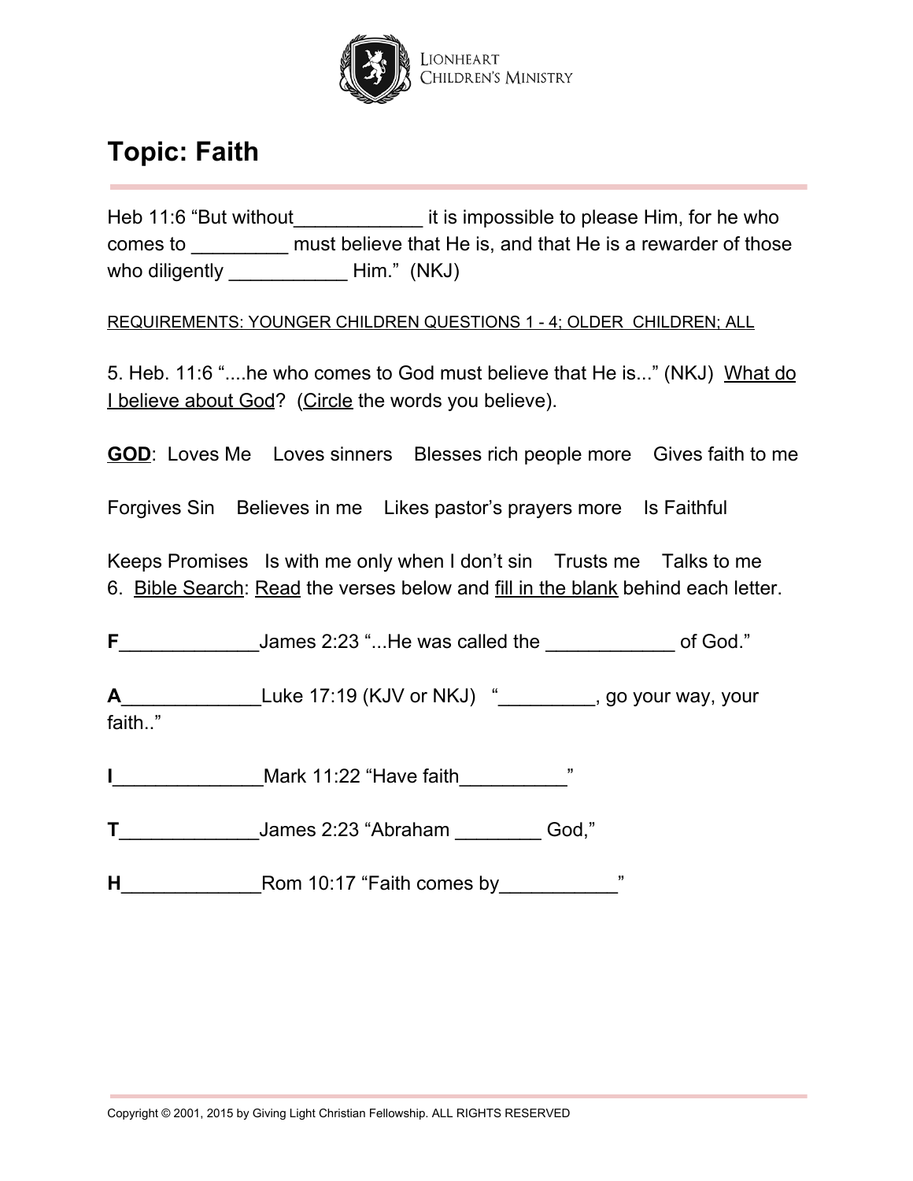# Topic: Faith

Heb 11:6 “But without____________ it is impossible to please Him, for he who comes to _________ must believe that He is, and that He is a rewarder of those who diligently ___________ Him.” (NKJ)

REQUIREMENTS: YOUNGER CHILDREN QUESTIONS 1 - 4; OLDER CHILDREN; ALL

5. Heb. 11:6 “....he who comes to God must believe that He is...” (NKJ) What do I believe about God? (Circle the words you believe).

**GOD**: Loves Me Loves sinners Blesses rich people more Gives faith to me

Forgives Sin Believes in me Likes pastor’s prayers more Is Faithful

Keeps Promises Is with me only when I don’t sin Trusts me Talks to me

6. Bible Search: Read the verses below and fill in the blank behind each letter.

**F**_____________James 2:23 “...He was called the ____________ of God.”

**A**_____________Luke 17:19 (KJV or NKJ) “_________, go your way, your faith..”

**I**______________Mark 11:22 “Have faith__________”

**T**_____________James 2:23 “Abraham ________ God,”

**H**_____________Rom 10:17 “Faith comes by___________”

Copyright © 2001, 2015 by Giving Light Christian Fellowship. ALL RIGHTS RESERVED